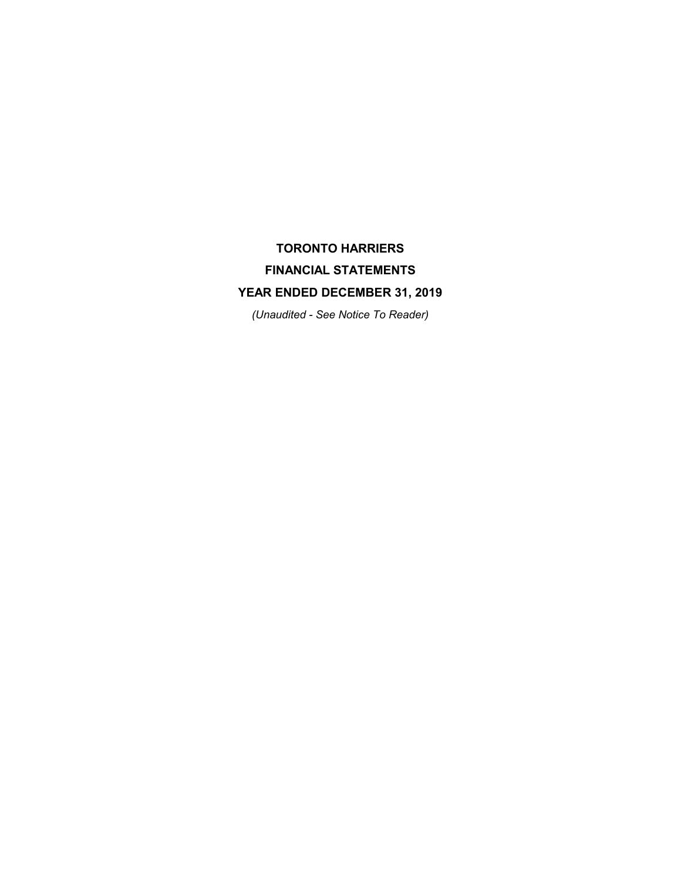# TORONTO HARRIERS

## FINANCIAL STATEMENTS

## YEAR ENDED DECEMBER 31, 2019

*(Unaudited - See Notice To Reader)*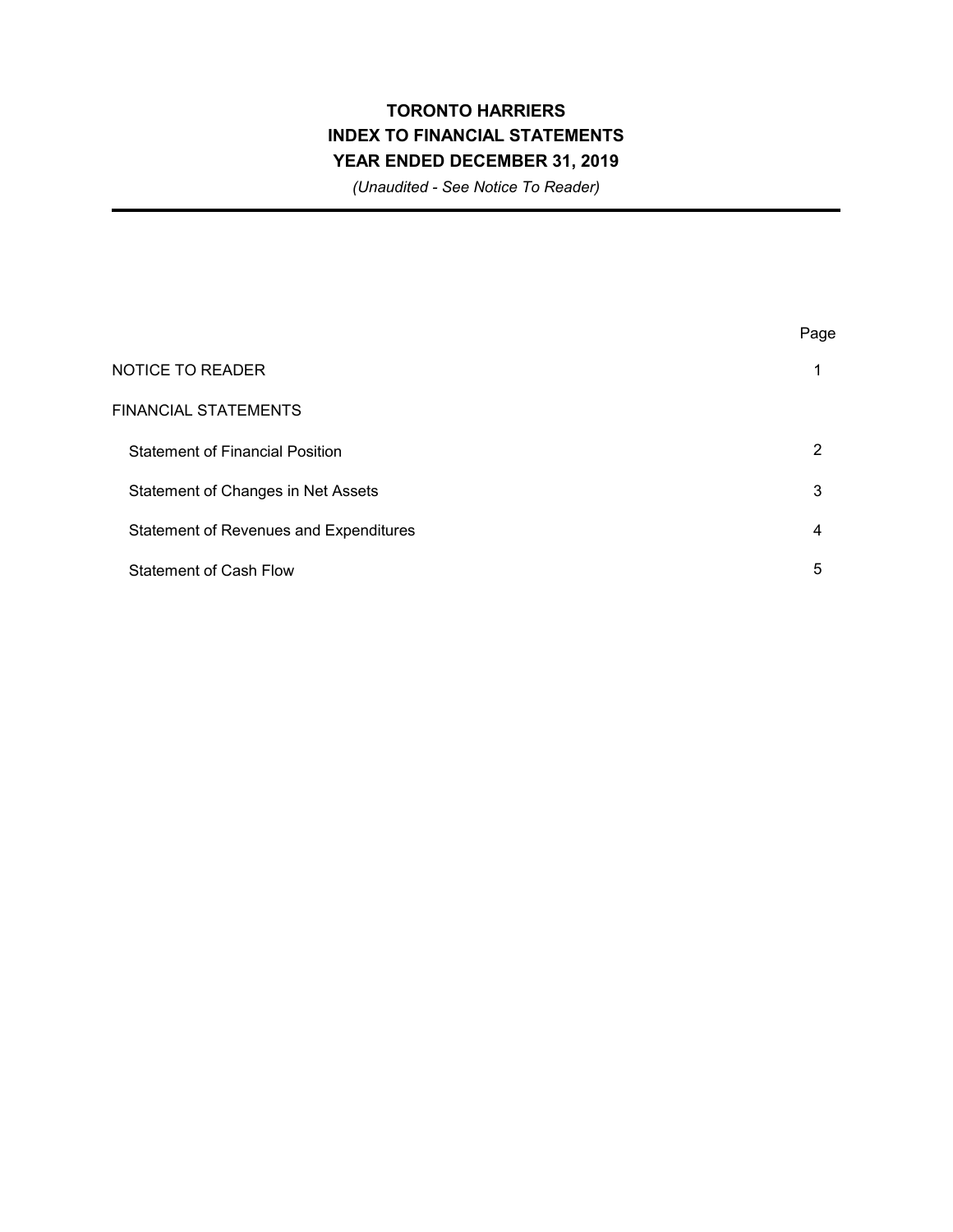# TORONTO HARRIERS
## INDEX TO FINANCIAL STATEMENTS
## YEAR ENDED DECEMBER 31, 2019

*(Unaudited - See Notice To Reader)*

| | Page |
|---|---|
| NOTICE TO READER | 1 |
| FINANCIAL STATEMENTS | |
| Statement of Financial Position | 2 |
| Statement of Changes in Net Assets | 3 |
| Statement of Revenues and Expenditures | 4 |
| Statement of Cash Flow | 5 |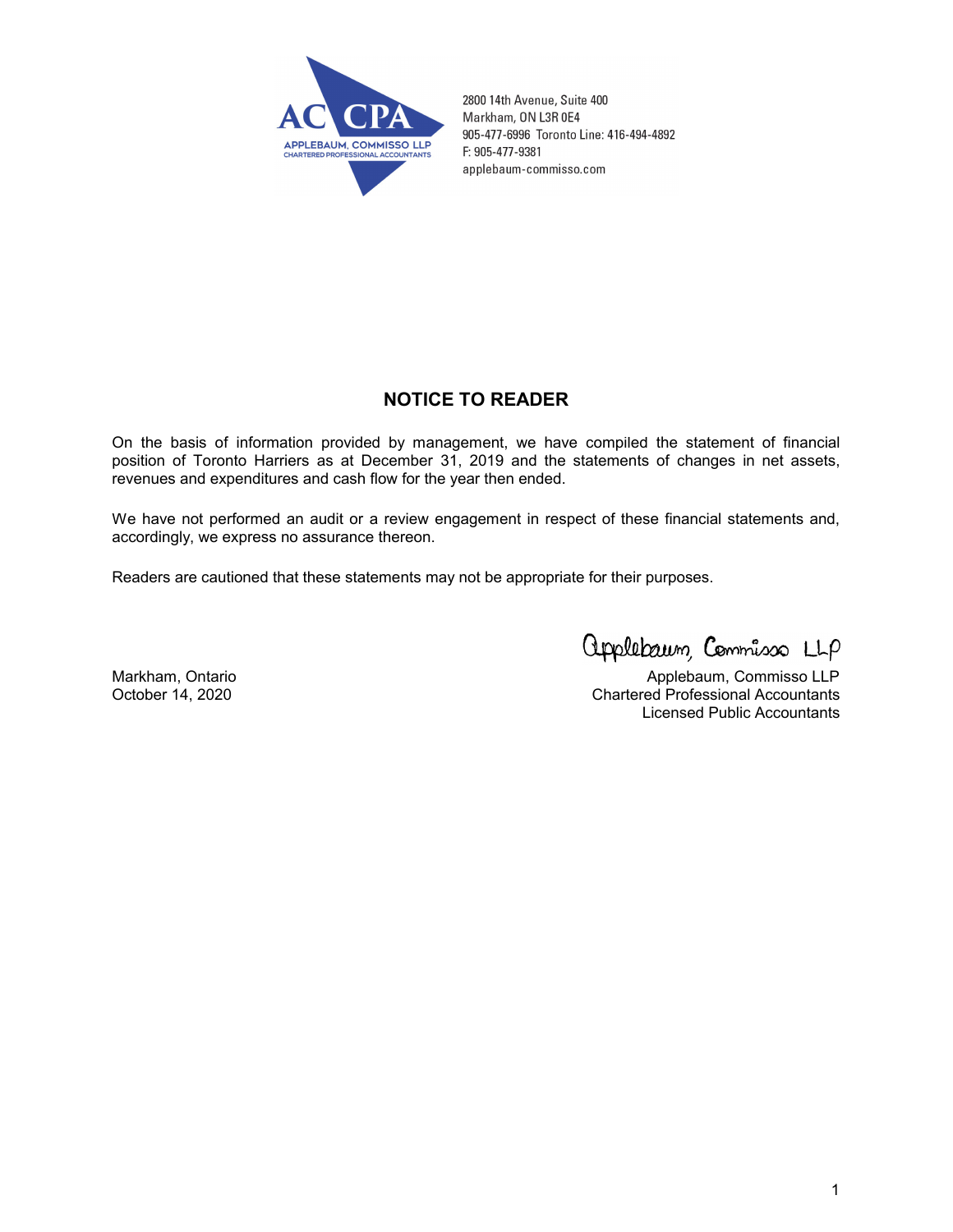AC CPA
APPLEBAUM, COMMISSO LLP
CHARTERED PROFESSIONAL ACCOUNTANTS

2800 14th Avenue, Suite 400
Markham, ON L3R 0E4
905-477-6996 Toronto Line: 416-494-4892
F: 905-477-9381
applebaum-commisso.com

## NOTICE TO READER

On the basis of information provided by management, we have compiled the statement of financial position of Toronto Harriers as at December 31, 2019 and the statements of changes in net assets, revenues and expenditures and cash flow for the year then ended.

We have not performed an audit or a review engagement in respect of these financial statements and, accordingly, we express no assurance thereon.

Readers are cautioned that these statements may not be appropriate for their purposes.

Applebaum, Commisso LLP

Markham, Ontario
October 14, 2020

Applebaum, Commisso LLP
Chartered Professional Accountants
Licensed Public Accountants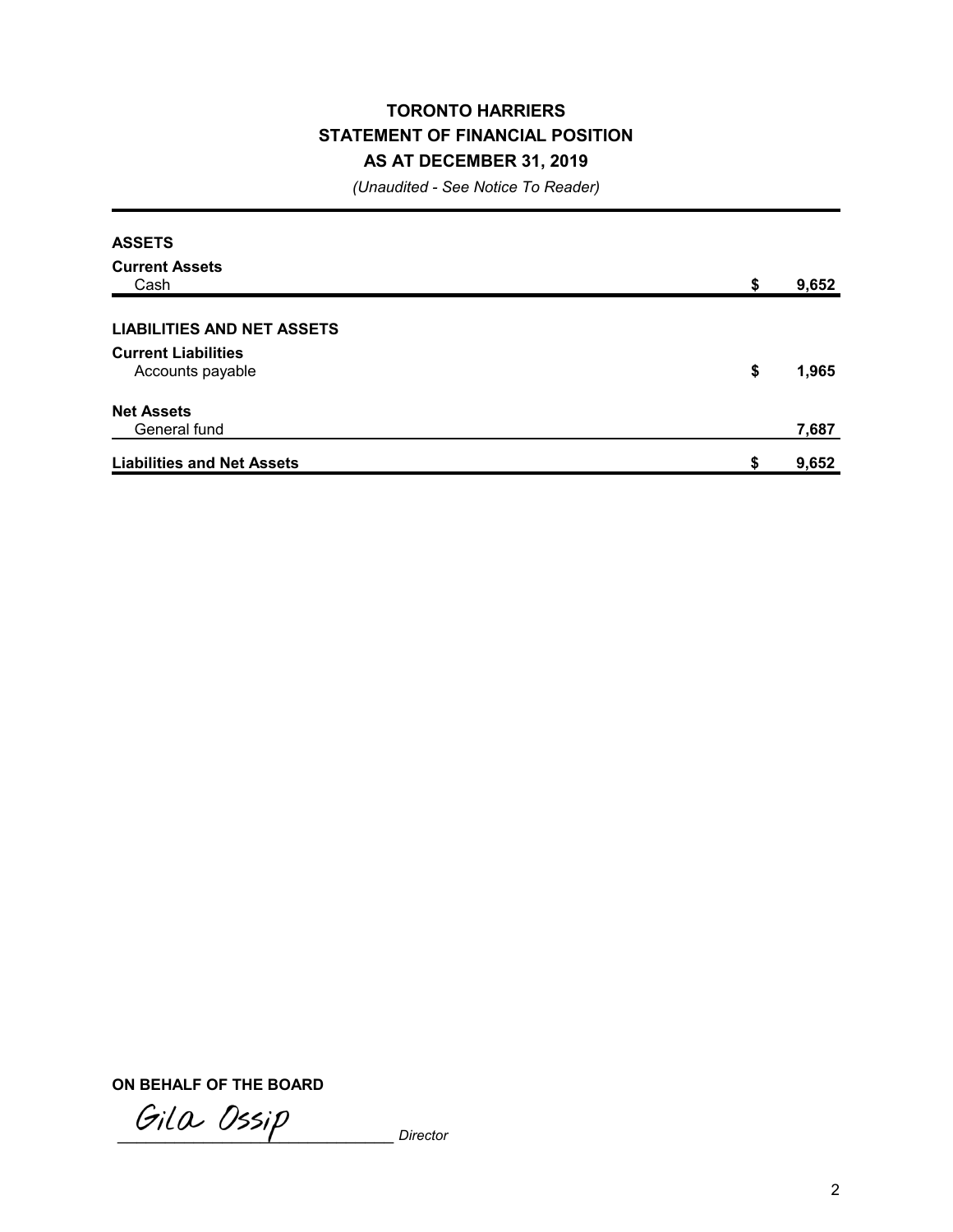# TORONTO HARRIERS
## STATEMENT OF FINANCIAL POSITION
## AS AT DECEMBER 31, 2019

*(Unaudited - See Notice To Reader)*

| | | |
|---|---|---|
| **ASSETS** | | |
| **Current Assets** | | |
| Cash | **$** | **9,652** |
| **LIABILITIES AND NET ASSETS** | | |
| **Current Liabilities** | | |
| Accounts payable | **$** | **1,965** |
| **Net Assets** | | |
| General fund | | **7,687** |
| **Liabilities and Net Assets** | **$** | **9,652** |

**ON BEHALF OF THE BOARD**

Gila Ossip ______________________________ *Director*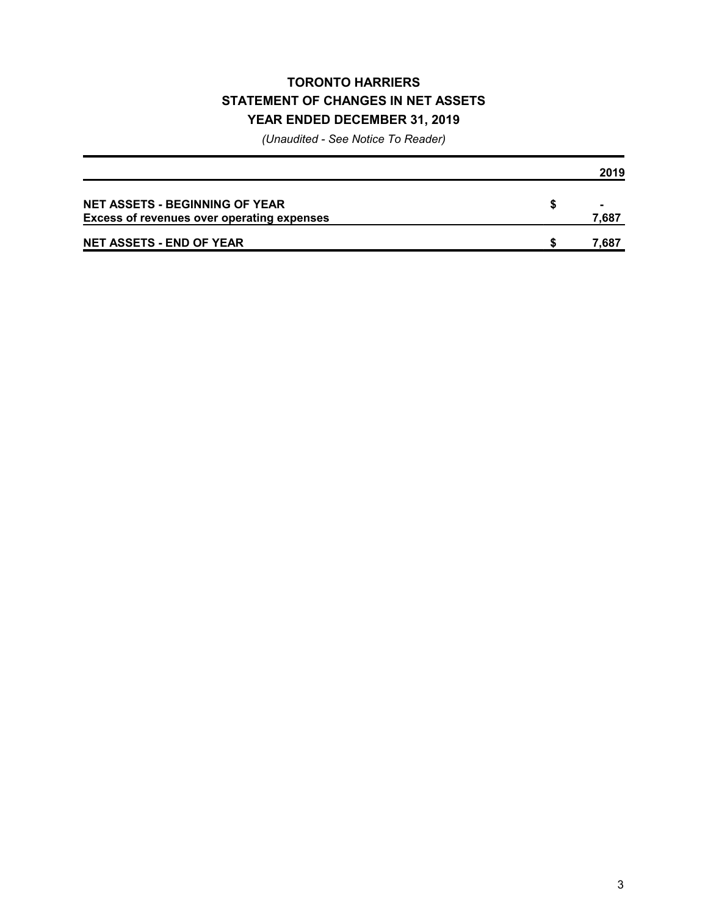# TORONTO HARRIERS
## STATEMENT OF CHANGES IN NET ASSETS
## YEAR ENDED DECEMBER 31, 2019

*(Unaudited - See Notice To Reader)*

| | | 2019 |
|---|---|---|
| **NET ASSETS - BEGINNING OF YEAR** | $ | - |
| **Excess of revenues over operating expenses** | | 7,687 |
| **NET ASSETS - END OF YEAR** | $ | 7,687 |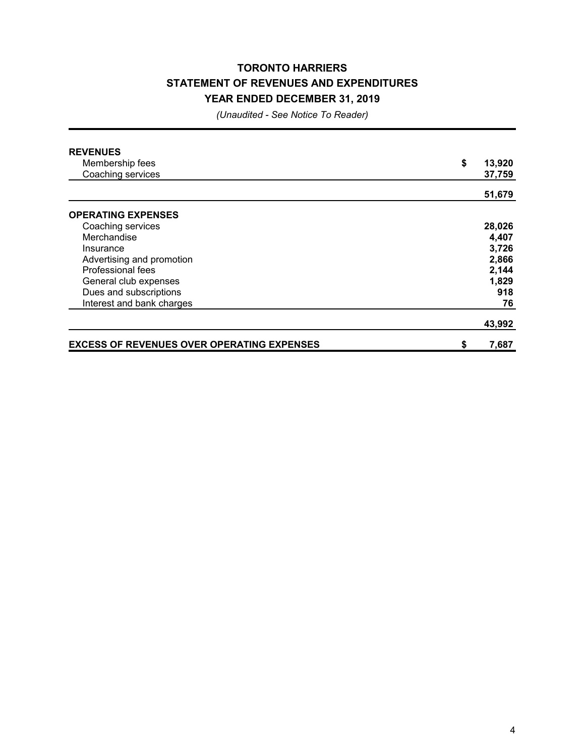# TORONTO HARRIERS
## STATEMENT OF REVENUES AND EXPENDITURES
## YEAR ENDED DECEMBER 31, 2019

*(Unaudited - See Notice To Reader)*

| | |
|---|---:|
| **REVENUES** | |
| Membership fees | **$ 13,920** |
| Coaching services | **37,759** |
| | **51,679** |
| **OPERATING EXPENSES** | |
| Coaching services | **28,026** |
| Merchandise | **4,407** |
| Insurance | **3,726** |
| Advertising and promotion | **2,866** |
| Professional fees | **2,144** |
| General club expenses | **1,829** |
| Dues and subscriptions | **918** |
| Interest and bank charges | **76** |
| | **43,992** |
| **EXCESS OF REVENUES OVER OPERATING EXPENSES** | **$ 7,687** |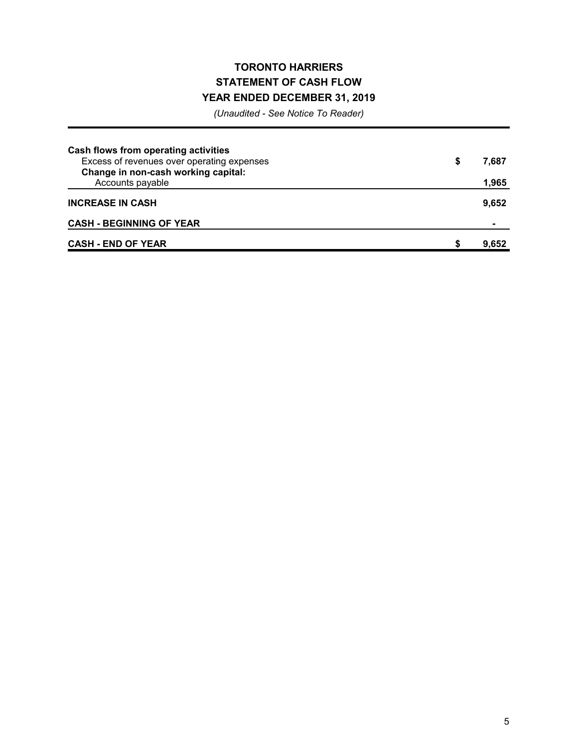# TORONTO HARRIERS
## STATEMENT OF CASH FLOW
## YEAR ENDED DECEMBER 31, 2019

*(Unaudited - See Notice To Reader)*

| | | |
|---|---|---|
| **Cash flows from operating activities** | | |
| Excess of revenues over operating expenses | $ | 7,687 |
| **Change in non-cash working capital:** | | |
| Accounts payable | | 1,965 |
| **INCREASE IN CASH** | | **9,652** |
| **CASH - BEGINNING OF YEAR** | | **-** |
| **CASH - END OF YEAR** | **$** | **9,652** |